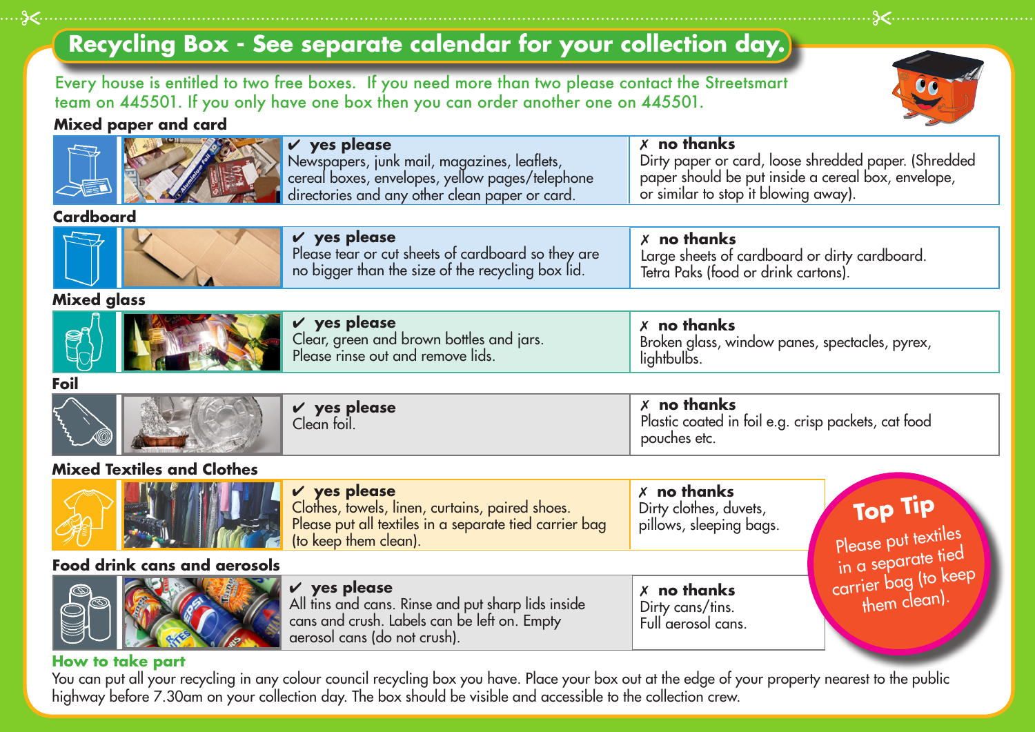# Recycling Box - See separate calendar for your collection day.

Every house is entitled to two free boxes. If you need more than two please contact the Streetsmart team on 445501. If you only have one box then you can order another one on 445501.

## Mixed paper and card

| ✔ yes please | ✗ no thanks |
| --- | --- |
| Newspapers, junk mail, magazines, leaflets, cereal boxes, envelopes, yellow pages/telephone directories and any other clean paper or card. | Dirty paper or card, loose shredded paper. (Shredded paper should be put inside a cereal box, envelope, or similar to stop it blowing away). |

## Cardboard

| ✔ yes please | ✗ no thanks |
| --- | --- |
| Please tear or cut sheets of cardboard so they are no bigger than the size of the recycling box lid. | Large sheets of cardboard or dirty cardboard. Tetra Paks (food or drink cartons). |

## Mixed glass

| ✔ yes please | ✗ no thanks |
| --- | --- |
| Clear, green and brown bottles and jars. Please rinse out and remove lids. | Broken glass, window panes, spectacles, pyrex, lightbulbs. |

## Foil

| ✔ yes please | ✗ no thanks |
| --- | --- |
| Clean foil. | Plastic coated in foil e.g. crisp packets, cat food pouches etc. |

## Mixed Textiles and Clothes

| ✔ yes please | ✗ no thanks |
| --- | --- |
| Clothes, towels, linen, curtains, paired shoes. Please put all textiles in a separate tied carrier bag (to keep them clean). | Dirty clothes, duvets, pillows, sleeping bags. |

## Food drink cans and aerosols

| ✔ yes please | ✗ no thanks |
| --- | --- |
| All tins and cans. Rinse and put sharp lids inside cans and crush. Labels can be left on. Empty aerosol cans (do not crush). | Dirty cans/tins. Full aerosol cans. |

**Top Tip**

Please put textiles in a separate tied carrier bag (to keep them clean).

### How to take part

You can put all your recycling in any colour council recycling box you have. Place your box out at the edge of your property nearest to the public highway before 7.30am on your collection day. The box should be visible and accessible to the collection crew.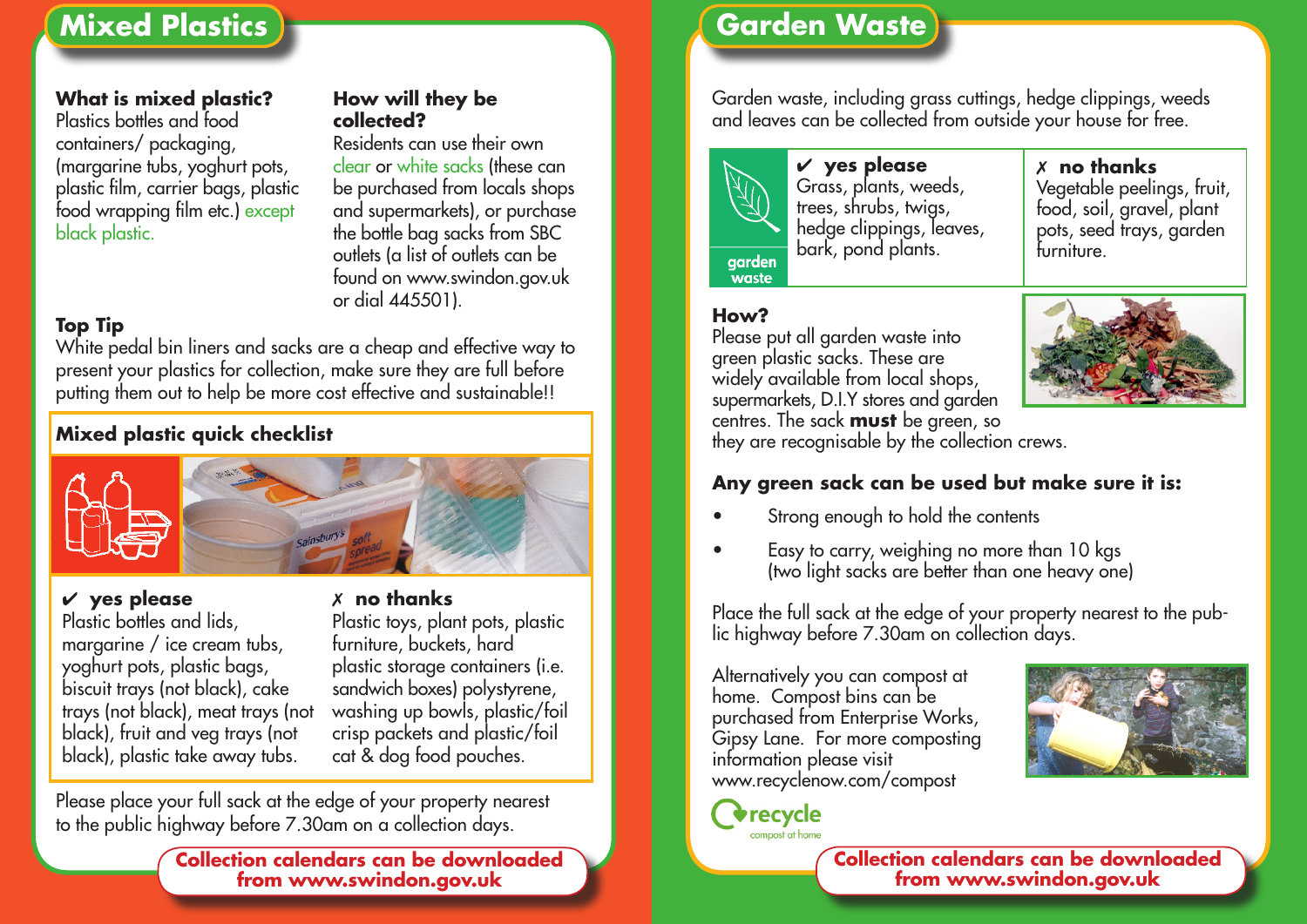# Mixed Plastics

**What is mixed plastic?**
Plastics bottles and food containers/ packaging, (margarine tubs, yoghurt pots, plastic film, carrier bags, plastic food wrapping film etc.) except black plastic.

**How will they be collected?**
Residents can use their own clear or white sacks (these can be purchased from locals shops and supermarkets), or purchase the bottle bag sacks from SBC outlets (a list of outlets can be found on www.swindon.gov.uk or dial 445501).

**Top Tip**
White pedal bin liners and sacks are a cheap and effective way to present your plastics for collection, make sure they are full before putting them out to help be more cost effective and sustainable!!

## Mixed plastic quick checklist

**✔ yes please**
Plastic bottles and lids, margarine / ice cream tubs, yoghurt pots, plastic bags, biscuit trays (not black), cake trays (not black), meat trays (not black), fruit and veg trays (not black), plastic take away tubs.

**✗ no thanks**
Plastic toys, plant pots, plastic furniture, buckets, hard plastic storage containers (i.e. sandwich boxes) polystyrene, washing up bowls, plastic/foil crisp packets and plastic/foil cat & dog food pouches.

Please place your full sack at the edge of your property nearest to the public highway before 7.30am on a collection days.

**Collection calendars can be downloaded from www.swindon.gov.uk**

# Garden Waste

Garden waste, including grass cuttings, hedge clippings, weeds and leaves can be collected from outside your house for free.

garden waste

**✔ yes please**
Grass, plants, weeds, trees, shrubs, twigs, hedge clippings, leaves, bark, pond plants.

**✗ no thanks**
Vegetable peelings, fruit, food, soil, gravel, plant pots, seed trays, garden furniture.

**How?**
Please put all garden waste into green plastic sacks. These are widely available from local shops, supermarkets, D.I.Y stores and garden centres. The sack **must** be green, so they are recognisable by the collection crews.

**Any green sack can be used but make sure it is:**

- Strong enough to hold the contents
- Easy to carry, weighing no more than 10 kgs (two light sacks are better than one heavy one)

Place the full sack at the edge of your property nearest to the public highway before 7.30am on collection days.

Alternatively you can compost at home. Compost bins can be purchased from Enterprise Works, Gipsy Lane. For more composting information please visit www.recyclenow.com/compost

recycle
compost at home

**Collection calendars can be downloaded from www.swindon.gov.uk**